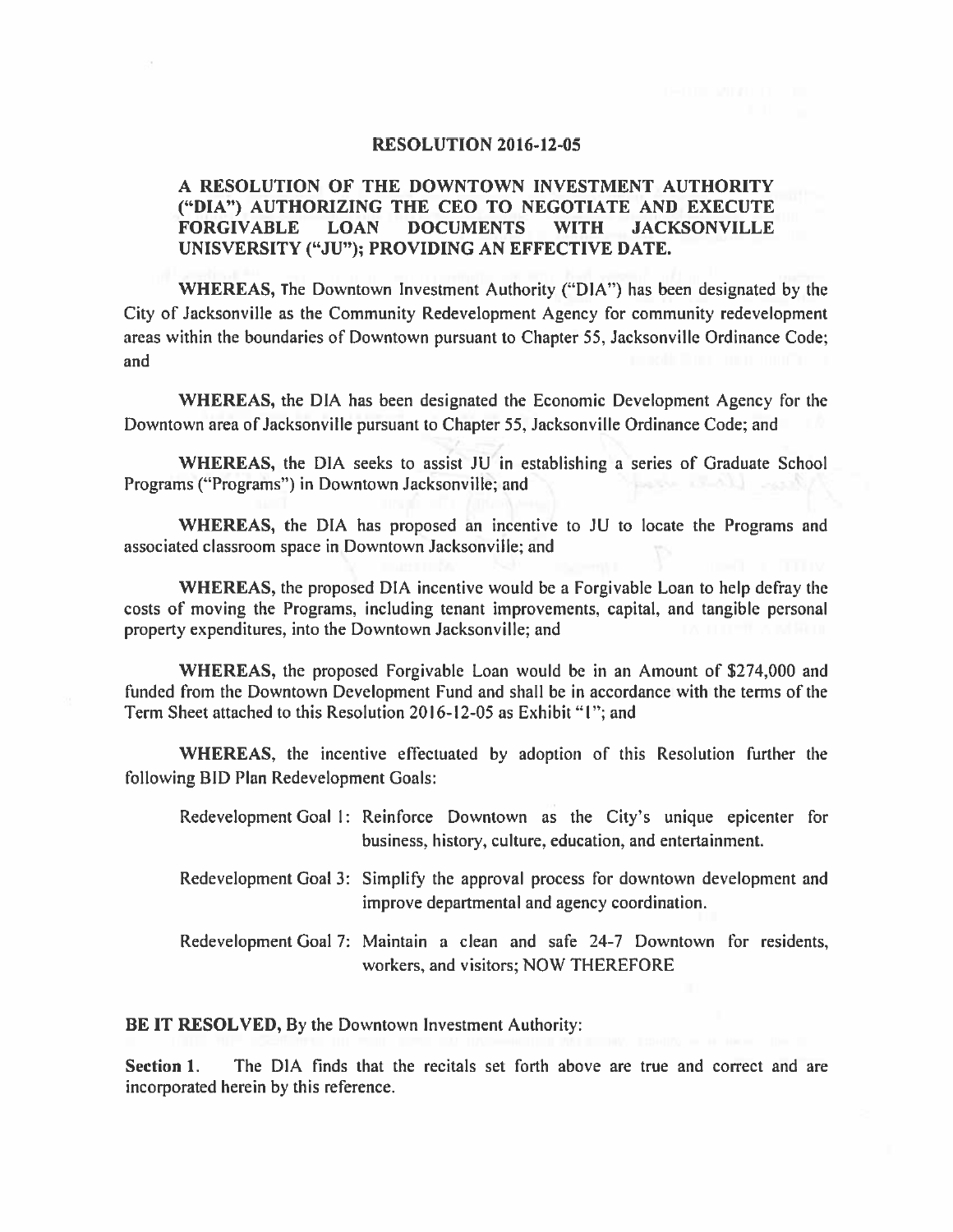# RESOLUTION 2016-12-05

## A RESOLUTION OF THE DOWNTOWN INVESTMENT AUTHORITY ("DIA") AUTHORIZING THE CEO TO NEGOTIATE AND EXECUTE FORGIVABLE LOAN DOCUMENTS WITH JACKSONVILLE UNISVERSITY ("JU"); PROVIDING AN EFFECTIVE DATE.

**WHEREAS,** The Downtown Investment Authority ("DIA") has been designated by the City of Jacksonville as the Community Redevelopment Agency for community redevelopment areas within the boundaries of Downtown pursuant to Chapter 55, Jacksonville Ordinance Code; and

**WHEREAS,** the DIA has been designated the Economic Development Agency for the Downtown area of Jacksonville pursuant to Chapter 55, Jacksonville Ordinance Code; and

**WHEREAS,** the DIA seeks to assist JU in establishing a series of Graduate School Programs ("Programs") in Downtown Jacksonville; and

**WHEREAS,** the DIA has proposed an incentive to JU to locate the Programs and associated classroom space in Downtown Jacksonville; and

**WHEREAS,** the proposed DIA incentive would be a Forgivable Loan to help defray the costs of moving the Programs, including tenant improvements, capital, and tangible personal property expenditures, into the Downtown Jacksonville; and

**WHEREAS,** the proposed Forgivable Loan would be in an Amount of $274,000 and funded from the Downtown Development Fund and shall be in accordance with the terms of the Term Sheet attached to this Resolution 2016-12-05 as Exhibit "1"; and

**WHEREAS,** the incentive effectuated by adoption of this Resolution further the following BID Plan Redevelopment Goals:

Redevelopment Goal 1: Reinforce Downtown as the City's unique epicenter for business, history, culture, education, and entertainment.

Redevelopment Goal 3: Simplify the approval process for downtown development and improve departmental and agency coordination.

Redevelopment Goal 7: Maintain a clean and safe 24-7 Downtown for residents, workers, and visitors; NOW THEREFORE

**BE IT RESOLVED,** By the Downtown Investment Authority:

**Section 1.** The DIA finds that the recitals set forth above are true and correct and are incorporated herein by this reference.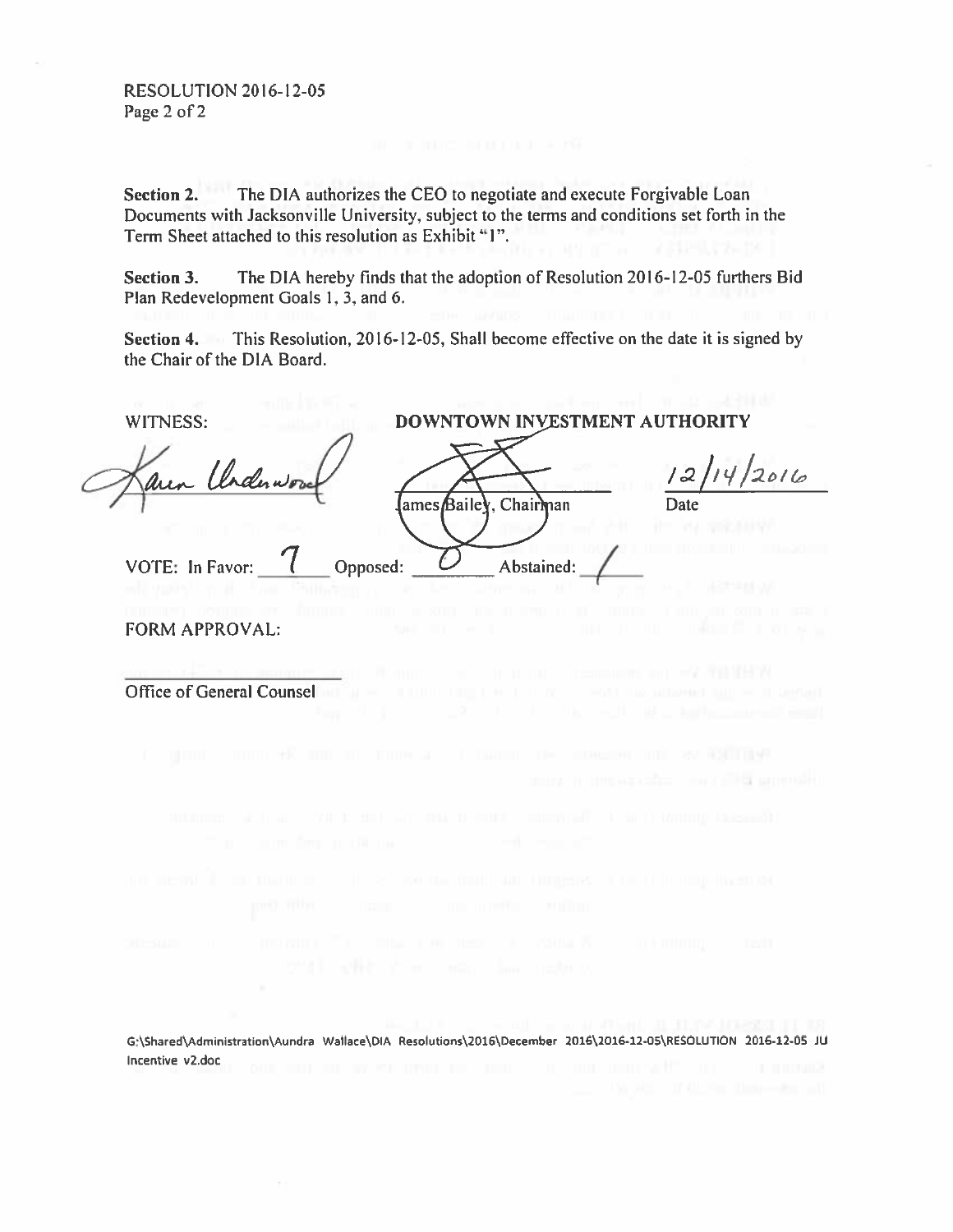RESOLUTION 2016-12-05
Page 2 of 2

**Section 2.** The DIA authorizes the CEO to negotiate and execute Forgivable Loan Documents with Jacksonville University, subject to the terms and conditions set forth in the Term Sheet attached to this resolution as Exhibit "1".

**Section 3.** The DIA hereby finds that the adoption of Resolution 2016-12-05 furthers Bid Plan Redevelopment Goals 1, 3, and 6.

**Section 4.** This Resolution, 2016-12-05, Shall become effective on the date it is signed by the Chair of the DIA Board.

WITNESS: **DOWNTOWN INVESTMENT AUTHORITY**

Karen Underwood

James Bailey, Chairman — Date: 12/14/2016

VOTE: In Favor: 7 Opposed: 0 Abstained: 1

FORM APPROVAL:

Office of General Counsel

G:\Shared\Administration\Aundra Wallace\DIA Resolutions\2016\December 2016\2016-12-05\RESOLUTION 2016-12-05 JU Incentive v2.doc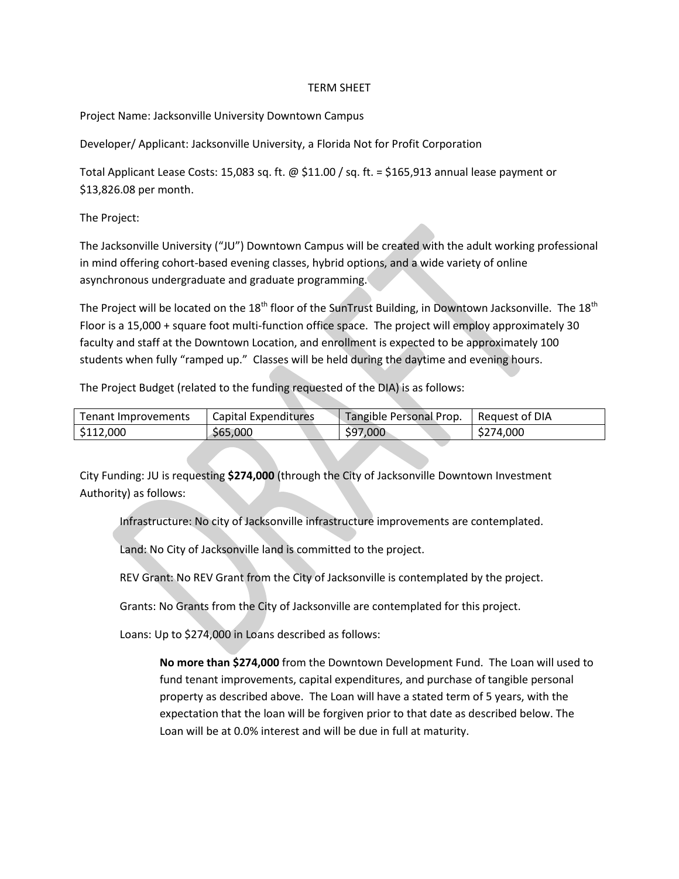TERM SHEET

Project Name: Jacksonville University Downtown Campus

Developer/ Applicant: Jacksonville University, a Florida Not for Profit Corporation

Total Applicant Lease Costs: 15,083 sq. ft. @ $11.00 / sq. ft. = $165,913 annual lease payment or $13,826.08 per month.

The Project:

The Jacksonville University ("JU") Downtown Campus will be created with the adult working professional in mind offering cohort-based evening classes, hybrid options, and a wide variety of online asynchronous undergraduate and graduate programming.

The Project will be located on the 18th floor of the SunTrust Building, in Downtown Jacksonville. The 18th Floor is a 15,000 + square foot multi-function office space. The project will employ approximately 30 faculty and staff at the Downtown Location, and enrollment is expected to be approximately 100 students when fully "ramped up." Classes will be held during the daytime and evening hours.

The Project Budget (related to the funding requested of the DIA) is as follows:

| Tenant Improvements | Capital Expenditures | Tangible Personal Prop. | Request of DIA |
|---|---|---|---|
| $112,000 | $65,000 | $97,000 | $274,000 |

City Funding: JU is requesting **$274,000** (through the City of Jacksonville Downtown Investment Authority) as follows:

Infrastructure: No city of Jacksonville infrastructure improvements are contemplated.

Land: No City of Jacksonville land is committed to the project.

REV Grant: No REV Grant from the City of Jacksonville is contemplated by the project.

Grants: No Grants from the City of Jacksonville are contemplated for this project.

Loans: Up to $274,000 in Loans described as follows:

**No more than $274,000** from the Downtown Development Fund. The Loan will used to fund tenant improvements, capital expenditures, and purchase of tangible personal property as described above. The Loan will have a stated term of 5 years, with the expectation that the loan will be forgiven prior to that date as described below. The Loan will be at 0.0% interest and will be due in full at maturity.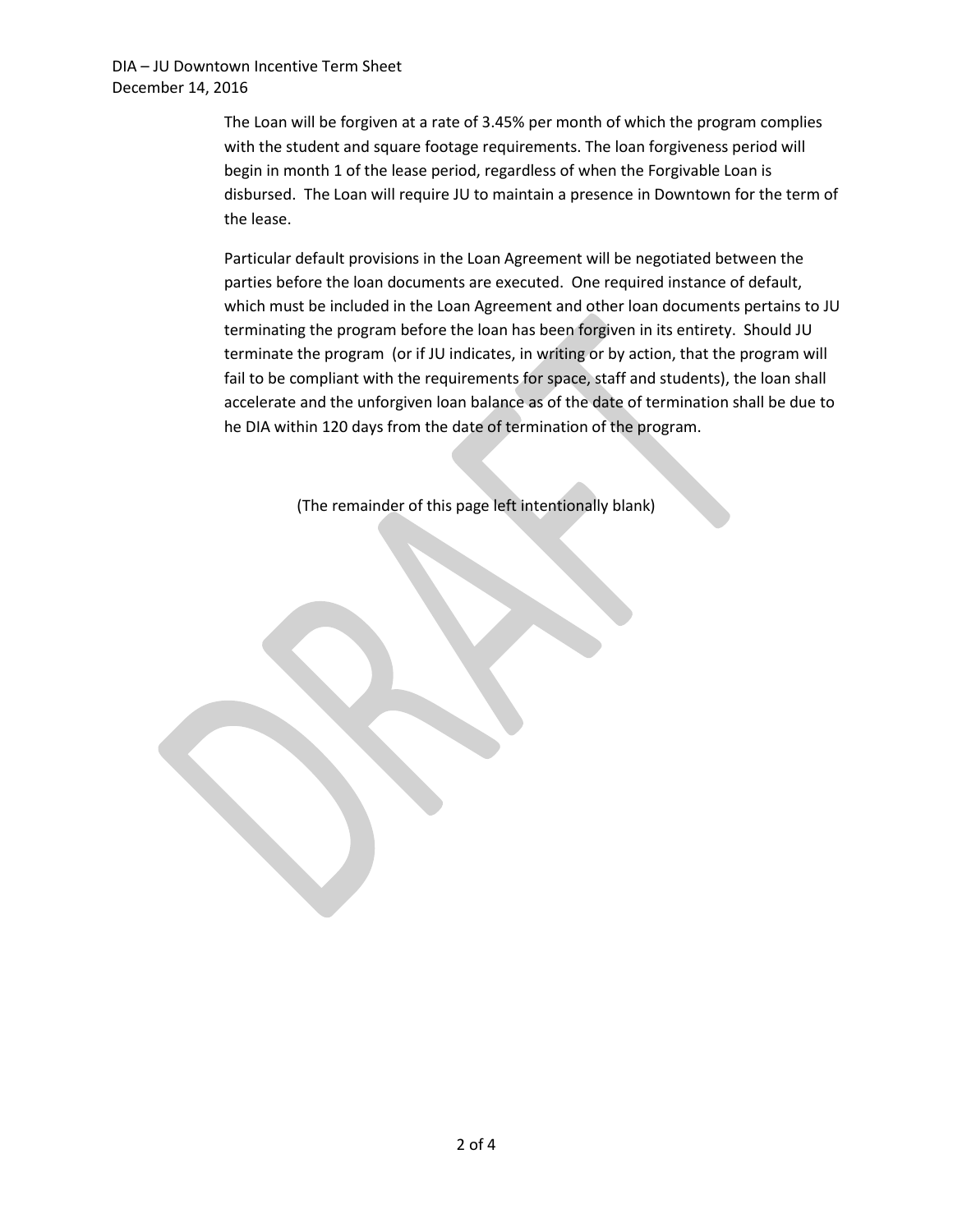The Loan will be forgiven at a rate of 3.45% per month of which the program complies with the student and square footage requirements. The loan forgiveness period will begin in month 1 of the lease period, regardless of when the Forgivable Loan is disbursed. The Loan will require JU to maintain a presence in Downtown for the term of the lease.

Particular default provisions in the Loan Agreement will be negotiated between the parties before the loan documents are executed. One required instance of default, which must be included in the Loan Agreement and other loan documents pertains to JU terminating the program before the loan has been forgiven in its entirety. Should JU terminate the program (or if JU indicates, in writing or by action, that the program will fail to be compliant with the requirements for space, staff and students), the loan shall accelerate and the unforgiven loan balance as of the date of termination shall be due to he DIA within 120 days from the date of termination of the program.

(The remainder of this page left intentionally blank)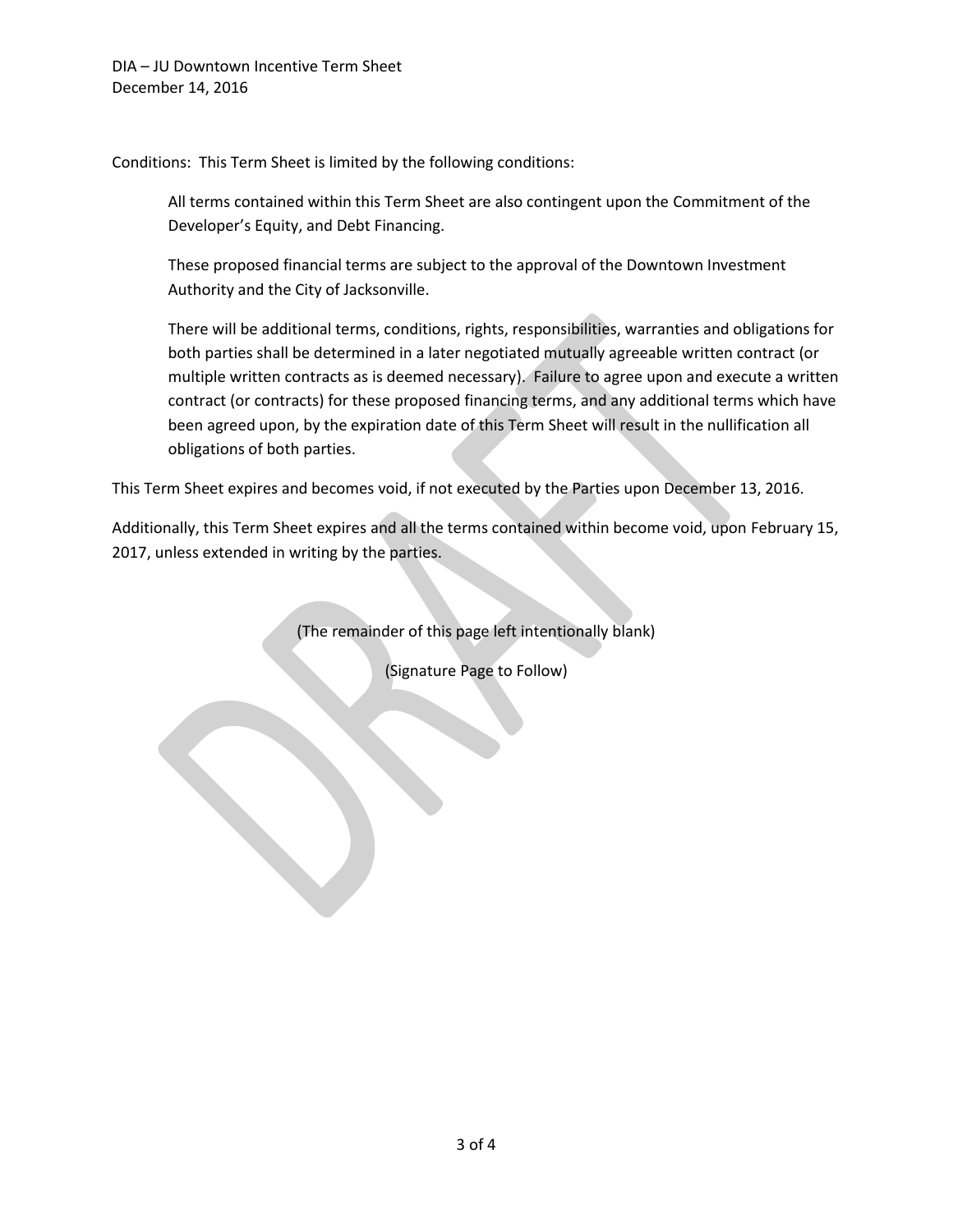Conditions: This Term Sheet is limited by the following conditions:

> All terms contained within this Term Sheet are also contingent upon the Commitment of the Developer's Equity, and Debt Financing.
>
> These proposed financial terms are subject to the approval of the Downtown Investment Authority and the City of Jacksonville.
>
> There will be additional terms, conditions, rights, responsibilities, warranties and obligations for both parties shall be determined in a later negotiated mutually agreeable written contract (or multiple written contracts as is deemed necessary). Failure to agree upon and execute a written contract (or contracts) for these proposed financing terms, and any additional terms which have been agreed upon, by the expiration date of this Term Sheet will result in the nullification all obligations of both parties.

This Term Sheet expires and becomes void, if not executed by the Parties upon December 13, 2016.

Additionally, this Term Sheet expires and all the terms contained within become void, upon February 15, 2017, unless extended in writing by the parties.

(The remainder of this page left intentionally blank)

(Signature Page to Follow)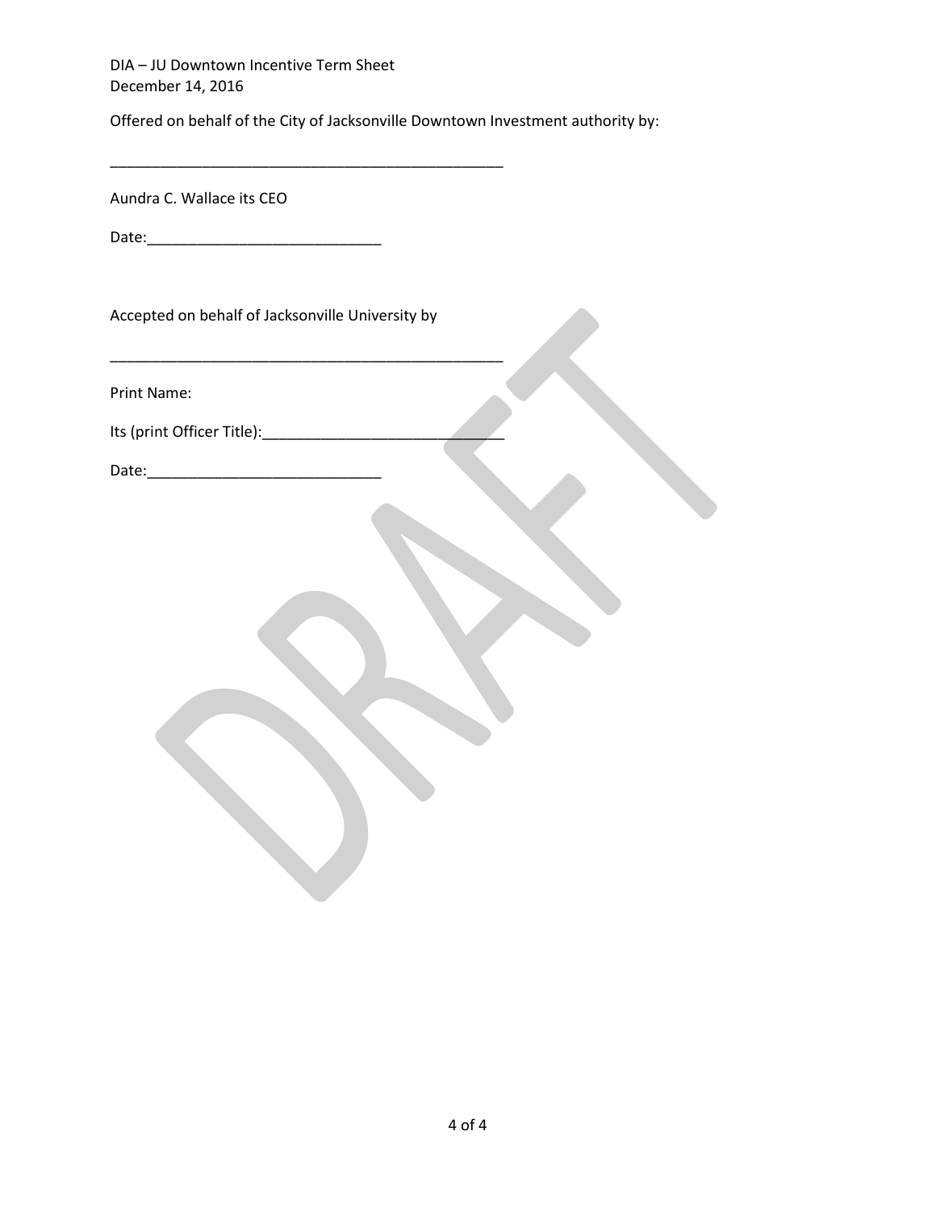Offered on behalf of the City of Jacksonville Downtown Investment authority by:

_________________________________________________

Aundra C. Wallace its CEO

Date:____________________________

Accepted on behalf of Jacksonville University by

_________________________________________________

Print Name:

Its (print Officer Title):____________________________

Date:____________________________

DRAFT